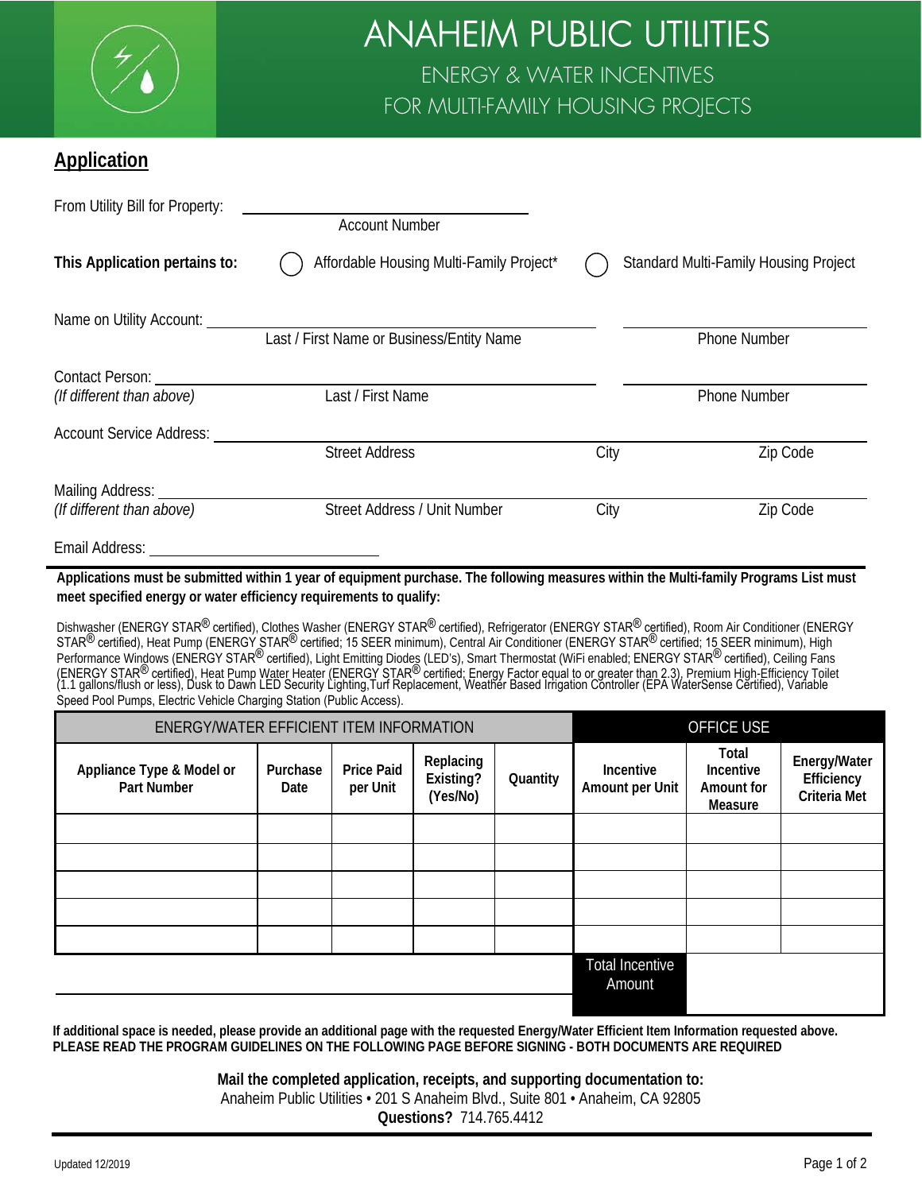# ANAHEIM PUBLIC UTILITIES

ENERGY & WATER INCENTIVES
FOR MULTI-FAMILY HOUSING PROJECTS

## Application

From Utility Bill for Property: ______________________
Account Number

**This Application pertains to:** ◯ Affordable Housing Multi-Family Project* ◯ Standard Multi-Family Housing Project

Name on Utility Account: ______________________ ______________________
Last / First Name or Business/Entity Name — Phone Number

Contact Person: ______________________ ______________________
*(If different than above)* Last / First Name — Phone Number

Account Service Address: ______________________
Street Address — City — Zip Code

Mailing Address: ______________________
*(If different than above)* Street Address / Unit Number — City — Zip Code

Email Address: ______________________

**Applications must be submitted within 1 year of equipment purchase. The following measures within the Multi-family Programs List must meet specified energy or water efficiency requirements to qualify:**

Dishwasher (ENERGY STAR® certified), Clothes Washer (ENERGY STAR® certified), Refrigerator (ENERGY STAR® certified), Room Air Conditioner (ENERGY STAR® certified), Heat Pump (ENERGY STAR® certified; 15 SEER minimum), Central Air Conditioner (ENERGY STAR® certified; 15 SEER minimum), High Performance Windows (ENERGY STAR® certified), Light Emitting Diodes (LED's), Smart Thermostat (WiFi enabled; ENERGY STAR® certified), Ceiling Fans (ENERGY STAR® certified), Heat Pump Water Heater (ENERGY STAR® certified; Energy Factor equal to or greater than 2.3), Premium High-Efficiency Toilet (1.1 gallons/flush or less), Dusk to Dawn LED Security Lighting,Turf Replacement, Weather Based Irrigation Controller (EPA WaterSense Certified), Variable Speed Pool Pumps, Electric Vehicle Charging Station (Public Access).

| ENERGY/WATER EFFICIENT ITEM INFORMATION | | | | | OFFICE USE | | |
|---|---|---|---|---|---|---|---|
| **Appliance Type & Model or Part Number** | **Purchase Date** | **Price Paid per Unit** | **Replacing Existing? (Yes/No)** | **Quantity** | **Incentive Amount per Unit** | **Total Incentive Amount for Measure** | **Energy/Water Efficiency Criteria Met** |
| | | | | | | | |
| | | | | | | | |
| | | | | | | | |
| | | | | | | | |
| | | | | | | | |
| | | | | | Total Incentive Amount | | |

**If additional space is needed, please provide an additional page with the requested Energy/Water Efficient Item Information requested above.**
**PLEASE READ THE PROGRAM GUIDELINES ON THE FOLLOWING PAGE BEFORE SIGNING - BOTH DOCUMENTS ARE REQUIRED**

**Mail the completed application, receipts, and supporting documentation to:**
Anaheim Public Utilities • 201 S Anaheim Blvd., Suite 801 • Anaheim, CA 92805
**Questions?** 714.765.4412

Updated 12/2019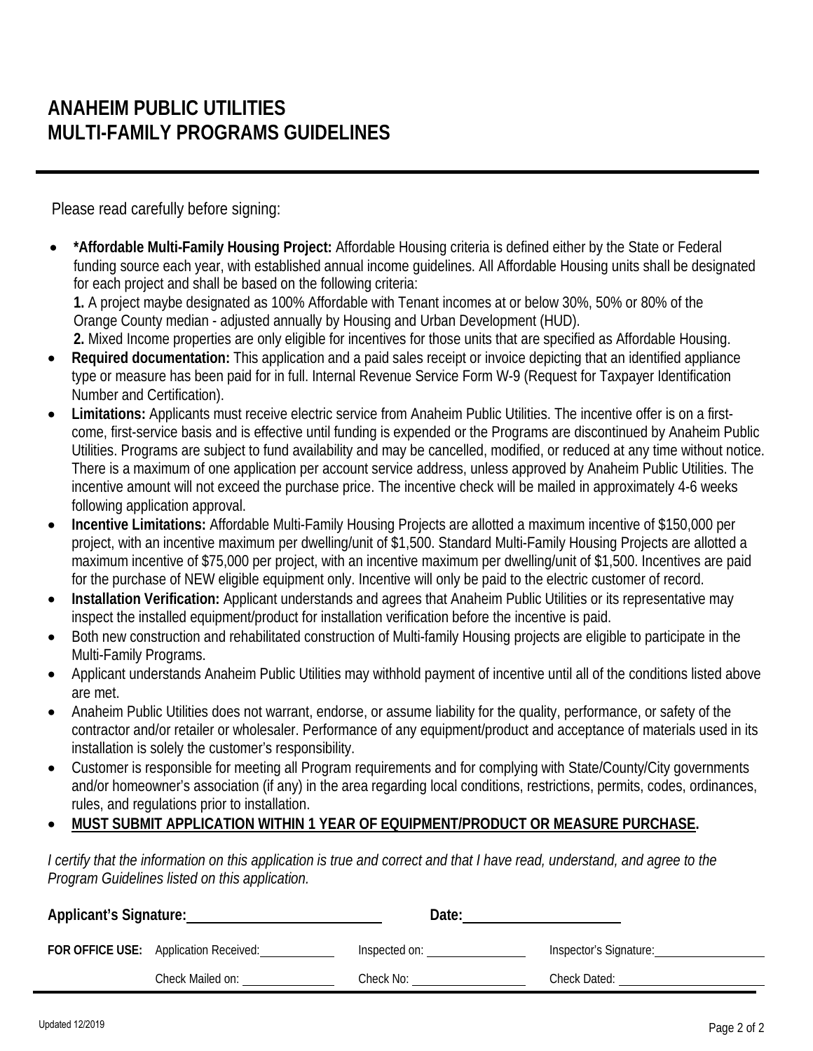# ANAHEIM PUBLIC UTILITIES
# MULTI-FAMILY PROGRAMS GUIDELINES

Please read carefully before signing:

- **\*Affordable Multi-Family Housing Project:** Affordable Housing criteria is defined either by the State or Federal funding source each year, with established annual income guidelines. All Affordable Housing units shall be designated for each project and shall be based on the following criteria:
  **1.** A project maybe designated as 100% Affordable with Tenant incomes at or below 30%, 50% or 80% of the Orange County median - adjusted annually by Housing and Urban Development (HUD).
  **2.** Mixed Income properties are only eligible for incentives for those units that are specified as Affordable Housing.
- **Required documentation:** This application and a paid sales receipt or invoice depicting that an identified appliance type or measure has been paid for in full. Internal Revenue Service Form W-9 (Request for Taxpayer Identification Number and Certification).
- **Limitations:** Applicants must receive electric service from Anaheim Public Utilities. The incentive offer is on a first-come, first-service basis and is effective until funding is expended or the Programs are discontinued by Anaheim Public Utilities. Programs are subject to fund availability and may be cancelled, modified, or reduced at any time without notice. There is a maximum of one application per account service address, unless approved by Anaheim Public Utilities. The incentive amount will not exceed the purchase price. The incentive check will be mailed in approximately 4-6 weeks following application approval.
- **Incentive Limitations:** Affordable Multi-Family Housing Projects are allotted a maximum incentive of $150,000 per project, with an incentive maximum per dwelling/unit of $1,500. Standard Multi-Family Housing Projects are allotted a maximum incentive of $75,000 per project, with an incentive maximum per dwelling/unit of $1,500. Incentives are paid for the purchase of NEW eligible equipment only. Incentive will only be paid to the electric customer of record.
- **Installation Verification:** Applicant understands and agrees that Anaheim Public Utilities or its representative may inspect the installed equipment/product for installation verification before the incentive is paid.
- Both new construction and rehabilitated construction of Multi-family Housing projects are eligible to participate in the Multi-Family Programs.
- Applicant understands Anaheim Public Utilities may withhold payment of incentive until all of the conditions listed above are met.
- Anaheim Public Utilities does not warrant, endorse, or assume liability for the quality, performance, or safety of the contractor and/or retailer or wholesaler. Performance of any equipment/product and acceptance of materials used in its installation is solely the customer's responsibility.
- Customer is responsible for meeting all Program requirements and for complying with State/County/City governments and/or homeowner's association (if any) in the area regarding local conditions, restrictions, permits, codes, ordinances, rules, and regulations prior to installation.
- **MUST SUBMIT APPLICATION WITHIN 1 YEAR OF EQUIPMENT/PRODUCT OR MEASURE PURCHASE.**

*I certify that the information on this application is true and correct and that I have read, understand, and agree to the Program Guidelines listed on this application.*

**Applicant's Signature:** ____________________ **Date:** ____________________

| | | | |
|---|---|---|---|
| **FOR OFFICE USE:** | Application Received: ________ | Inspected on: ________ | Inspector's Signature: ________ |
| | Check Mailed on: ________ | Check No: ________ | Check Dated: ________ |

Updated 12/2019